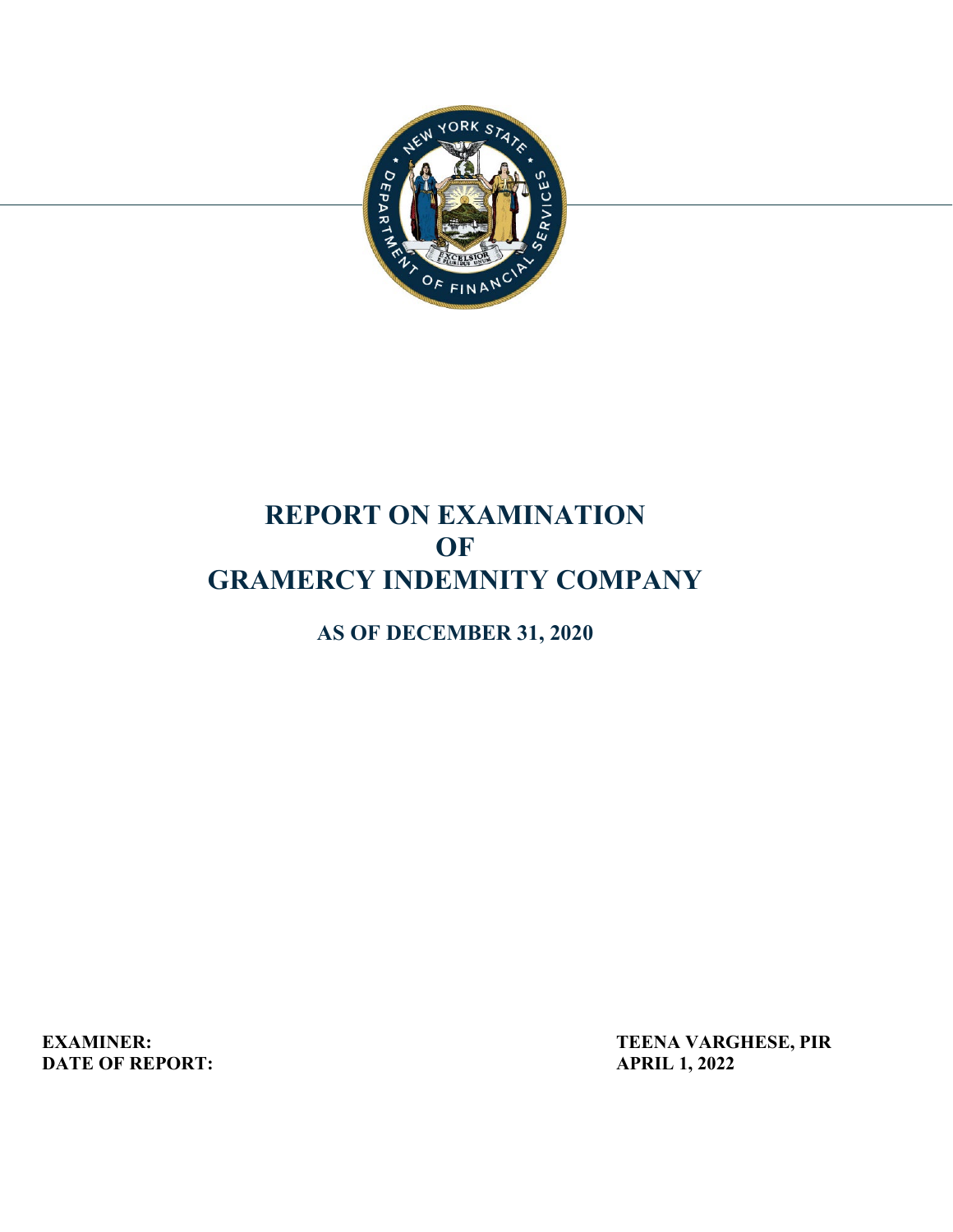# REPORT ON EXAMINATION
# OF
# GRAMERCY INDEMNITY COMPANY

## AS OF DECEMBER 31, 2020

**EXAMINER:** **TEENA VARGHESE, PIR**
**DATE OF REPORT:** **APRIL 1, 2022**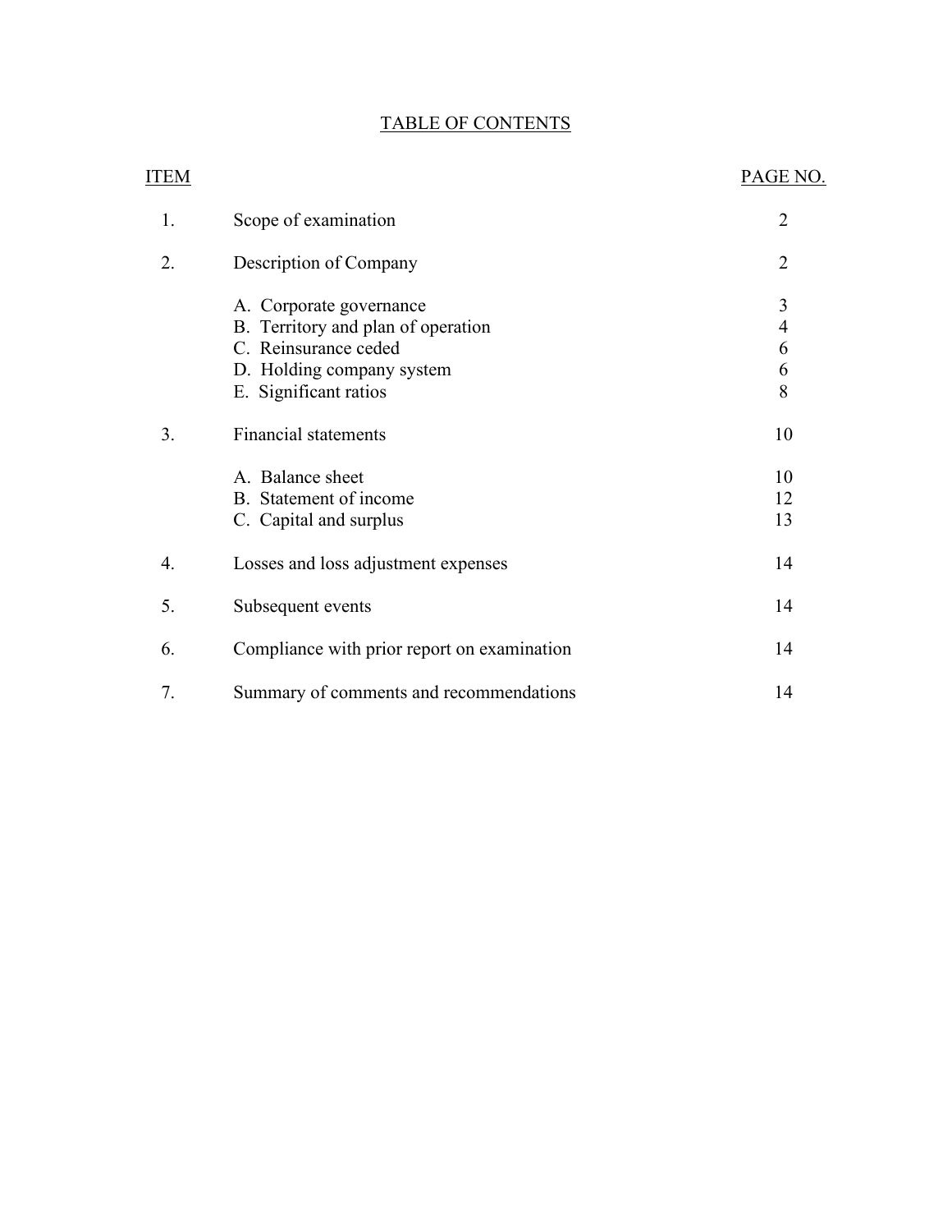# TABLE OF CONTENTS

| ITEM | | PAGE NO. |
|---|---|---|
| 1. | Scope of examination | 2 |
| 2. | Description of Company | 2 |
| | A. Corporate governance | 3 |
| | B. Territory and plan of operation | 4 |
| | C. Reinsurance ceded | 6 |
| | D. Holding company system | 6 |
| | E. Significant ratios | 8 |
| 3. | Financial statements | 10 |
| | A. Balance sheet | 10 |
| | B. Statement of income | 12 |
| | C. Capital and surplus | 13 |
| 4. | Losses and loss adjustment expenses | 14 |
| 5. | Subsequent events | 14 |
| 6. | Compliance with prior report on examination | 14 |
| 7. | Summary of comments and recommendations | 14 |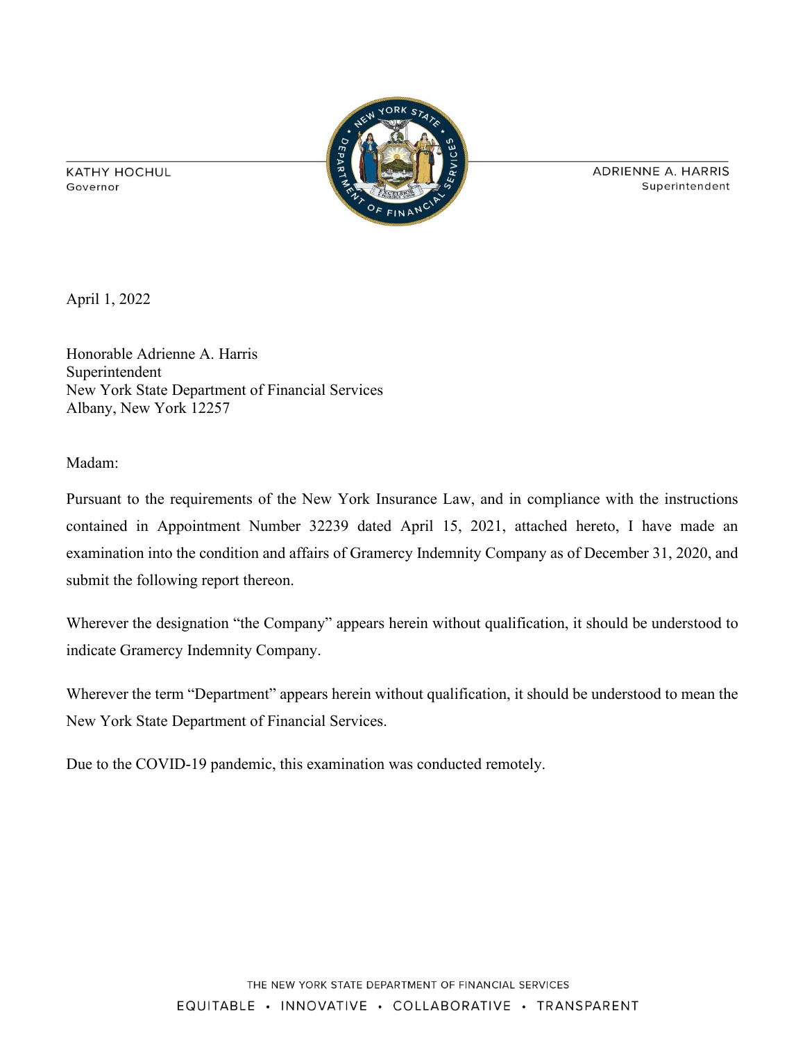KATHY HOCHUL
Governor

ADRIENNE A. HARRIS
Superintendent

April 1, 2022

Honorable Adrienne A. Harris
Superintendent
New York State Department of Financial Services
Albany, New York 12257

Madam:

Pursuant to the requirements of the New York Insurance Law, and in compliance with the instructions contained in Appointment Number 32239 dated April 15, 2021, attached hereto, I have made an examination into the condition and affairs of Gramercy Indemnity Company as of December 31, 2020, and submit the following report thereon.

Wherever the designation "the Company" appears herein without qualification, it should be understood to indicate Gramercy Indemnity Company.

Wherever the term "Department" appears herein without qualification, it should be understood to mean the New York State Department of Financial Services.

Due to the COVID-19 pandemic, this examination was conducted remotely.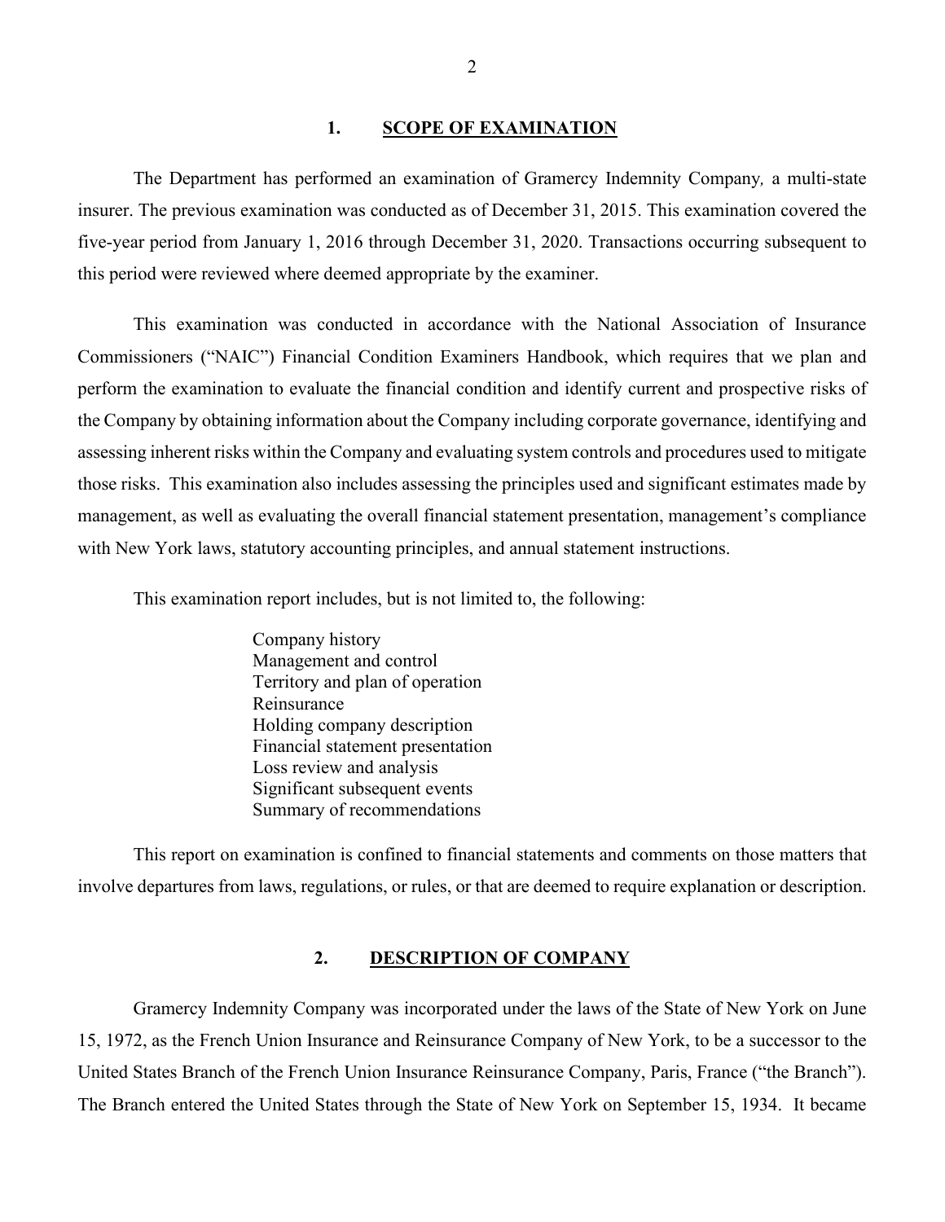## 1. SCOPE OF EXAMINATION

The Department has performed an examination of Gramercy Indemnity Company*,* a multi-state insurer. The previous examination was conducted as of December 31, 2015. This examination covered the five-year period from January 1, 2016 through December 31, 2020. Transactions occurring subsequent to this period were reviewed where deemed appropriate by the examiner.

This examination was conducted in accordance with the National Association of Insurance Commissioners ("NAIC") Financial Condition Examiners Handbook, which requires that we plan and perform the examination to evaluate the financial condition and identify current and prospective risks of the Company by obtaining information about the Company including corporate governance, identifying and assessing inherent risks within the Company and evaluating system controls and procedures used to mitigate those risks. This examination also includes assessing the principles used and significant estimates made by management, as well as evaluating the overall financial statement presentation, management's compliance with New York laws, statutory accounting principles, and annual statement instructions.

This examination report includes, but is not limited to, the following:

- Company history
- Management and control
- Territory and plan of operation
- Reinsurance
- Holding company description
- Financial statement presentation
- Loss review and analysis
- Significant subsequent events
- Summary of recommendations

This report on examination is confined to financial statements and comments on those matters that involve departures from laws, regulations, or rules, or that are deemed to require explanation or description.

## 2. DESCRIPTION OF COMPANY

Gramercy Indemnity Company was incorporated under the laws of the State of New York on June 15, 1972, as the French Union Insurance and Reinsurance Company of New York, to be a successor to the United States Branch of the French Union Insurance Reinsurance Company, Paris, France ("the Branch"). The Branch entered the United States through the State of New York on September 15, 1934. It became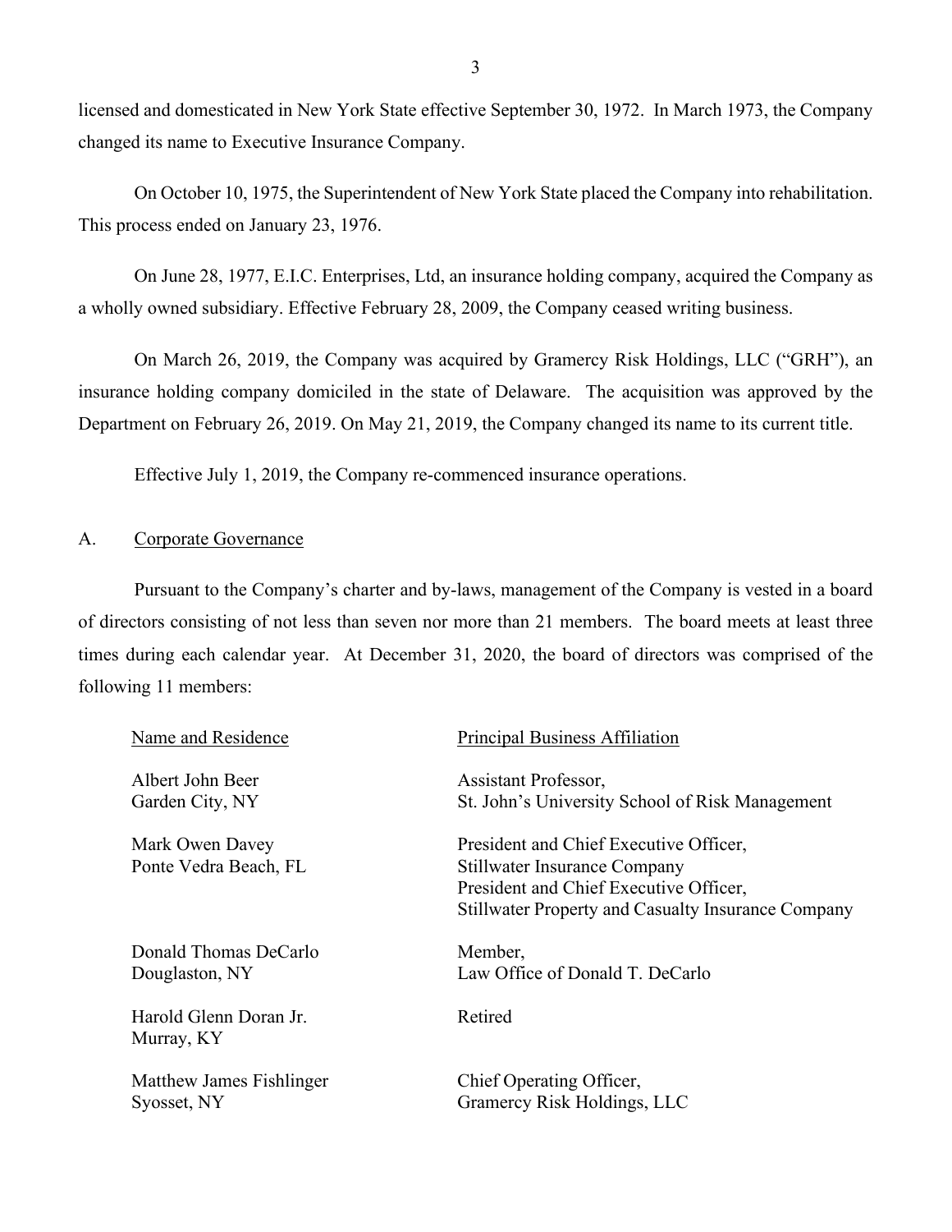licensed and domesticated in New York State effective September 30, 1972. In March 1973, the Company changed its name to Executive Insurance Company.

On October 10, 1975, the Superintendent of New York State placed the Company into rehabilitation. This process ended on January 23, 1976.

On June 28, 1977, E.I.C. Enterprises, Ltd, an insurance holding company, acquired the Company as a wholly owned subsidiary. Effective February 28, 2009, the Company ceased writing business.

On March 26, 2019, the Company was acquired by Gramercy Risk Holdings, LLC ("GRH"), an insurance holding company domiciled in the state of Delaware. The acquisition was approved by the Department on February 26, 2019. On May 21, 2019, the Company changed its name to its current title.

Effective July 1, 2019, the Company re-commenced insurance operations.

## A. Corporate Governance

Pursuant to the Company's charter and by-laws, management of the Company is vested in a board of directors consisting of not less than seven nor more than 21 members. The board meets at least three times during each calendar year. At December 31, 2020, the board of directors was comprised of the following 11 members:

| Name and Residence | Principal Business Affiliation |
|---|---|
| Albert John Beer<br>Garden City, NY | Assistant Professor,<br>St. John's University School of Risk Management |
| Mark Owen Davey<br>Ponte Vedra Beach, FL | President and Chief Executive Officer,<br>Stillwater Insurance Company<br>President and Chief Executive Officer,<br>Stillwater Property and Casualty Insurance Company |
| Donald Thomas DeCarlo<br>Douglaston, NY | Member,<br>Law Office of Donald T. DeCarlo |
| Harold Glenn Doran Jr.<br>Murray, KY | Retired |
| Matthew James Fishlinger<br>Syosset, NY | Chief Operating Officer,<br>Gramercy Risk Holdings, LLC |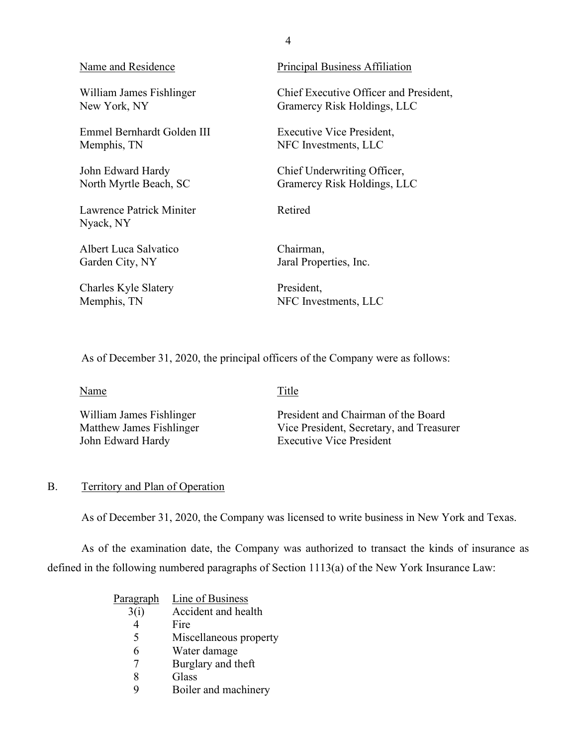| Name and Residence | Principal Business Affiliation |
| --- | --- |
| William James Fishlinger<br>New York, NY | Chief Executive Officer and President,<br>Gramercy Risk Holdings, LLC |
| Emmel Bernhardt Golden III<br>Memphis, TN | Executive Vice President,<br>NFC Investments, LLC |
| John Edward Hardy<br>North Myrtle Beach, SC | Chief Underwriting Officer,<br>Gramercy Risk Holdings, LLC |
| Lawrence Patrick Miniter<br>Nyack, NY | Retired |
| Albert Luca Salvatico<br>Garden City, NY | Chairman,<br>Jaral Properties, Inc. |
| Charles Kyle Slatery<br>Memphis, TN | President,<br>NFC Investments, LLC |

As of December 31, 2020, the principal officers of the Company were as follows:

| Name | Title |
| --- | --- |
| William James Fishlinger | President and Chairman of the Board |
| Matthew James Fishlinger | Vice President, Secretary, and Treasurer |
| John Edward Hardy | Executive Vice President |

## B. Territory and Plan of Operation

As of December 31, 2020, the Company was licensed to write business in New York and Texas.

As of the examination date, the Company was authorized to transact the kinds of insurance as defined in the following numbered paragraphs of Section 1113(a) of the New York Insurance Law:

| Paragraph | Line of Business |
| --- | --- |
| 3(i) | Accident and health |
| 4 | Fire |
| 5 | Miscellaneous property |
| 6 | Water damage |
| 7 | Burglary and theft |
| 8 | Glass |
| 9 | Boiler and machinery |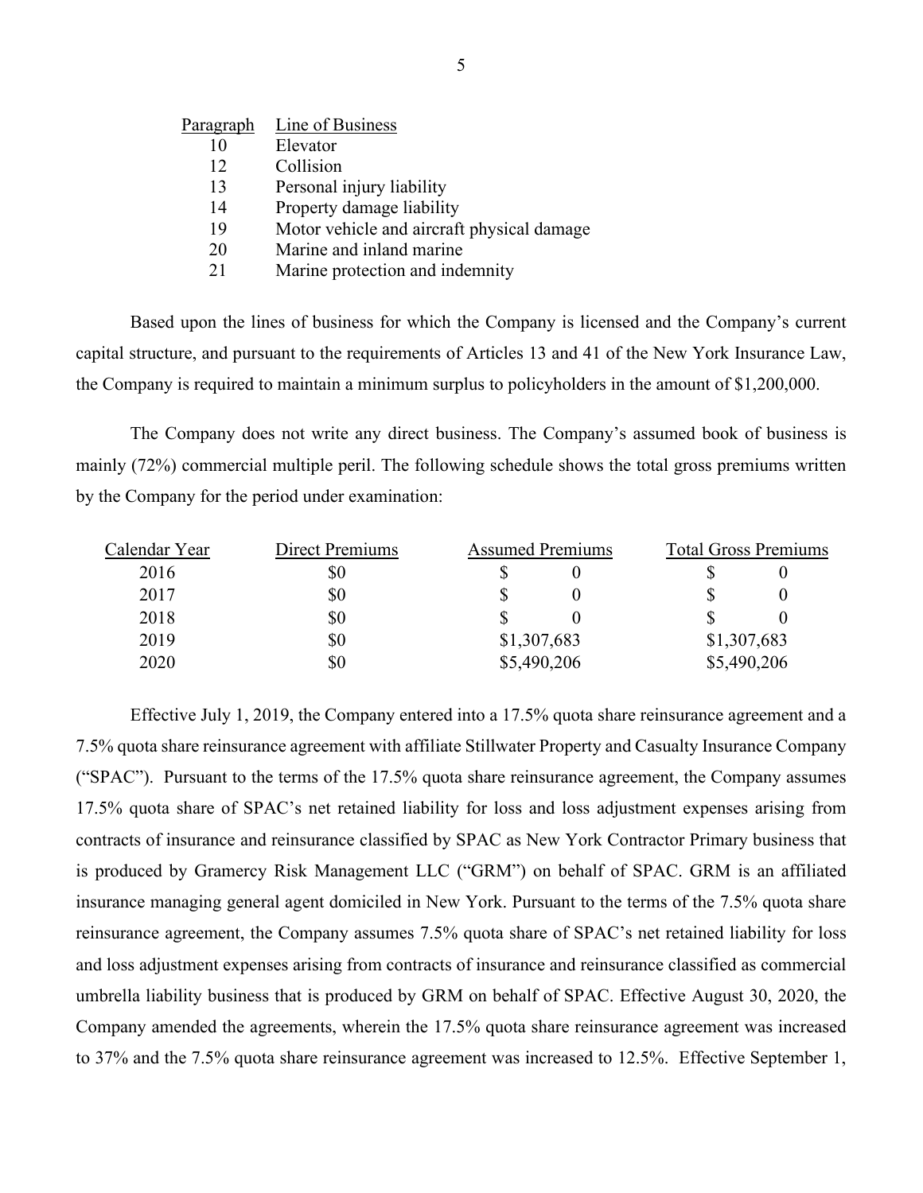| Paragraph | Line of Business |
|---|---|
| 10 | Elevator |
| 12 | Collision |
| 13 | Personal injury liability |
| 14 | Property damage liability |
| 19 | Motor vehicle and aircraft physical damage |
| 20 | Marine and inland marine |
| 21 | Marine protection and indemnity |

Based upon the lines of business for which the Company is licensed and the Company's current capital structure, and pursuant to the requirements of Articles 13 and 41 of the New York Insurance Law, the Company is required to maintain a minimum surplus to policyholders in the amount of $1,200,000.

The Company does not write any direct business. The Company's assumed book of business is mainly (72%) commercial multiple peril. The following schedule shows the total gross premiums written by the Company for the period under examination:

| Calendar Year | Direct Premiums | Assumed Premiums | Total Gross Premiums |
|---|---|---|---|
| 2016 | $0 | $ 0 | $ 0 |
| 2017 | $0 | $ 0 | $ 0 |
| 2018 | $0 | $ 0 | $ 0 |
| 2019 | $0 | $1,307,683 | $1,307,683 |
| 2020 | $0 | $5,490,206 | $5,490,206 |

Effective July 1, 2019, the Company entered into a 17.5% quota share reinsurance agreement and a 7.5% quota share reinsurance agreement with affiliate Stillwater Property and Casualty Insurance Company ("SPAC"). Pursuant to the terms of the 17.5% quota share reinsurance agreement, the Company assumes 17.5% quota share of SPAC's net retained liability for loss and loss adjustment expenses arising from contracts of insurance and reinsurance classified by SPAC as New York Contractor Primary business that is produced by Gramercy Risk Management LLC ("GRM") on behalf of SPAC. GRM is an affiliated insurance managing general agent domiciled in New York. Pursuant to the terms of the 7.5% quota share reinsurance agreement, the Company assumes 7.5% quota share of SPAC's net retained liability for loss and loss adjustment expenses arising from contracts of insurance and reinsurance classified as commercial umbrella liability business that is produced by GRM on behalf of SPAC. Effective August 30, 2020, the Company amended the agreements, wherein the 17.5% quota share reinsurance agreement was increased to 37% and the 7.5% quota share reinsurance agreement was increased to 12.5%. Effective September 1,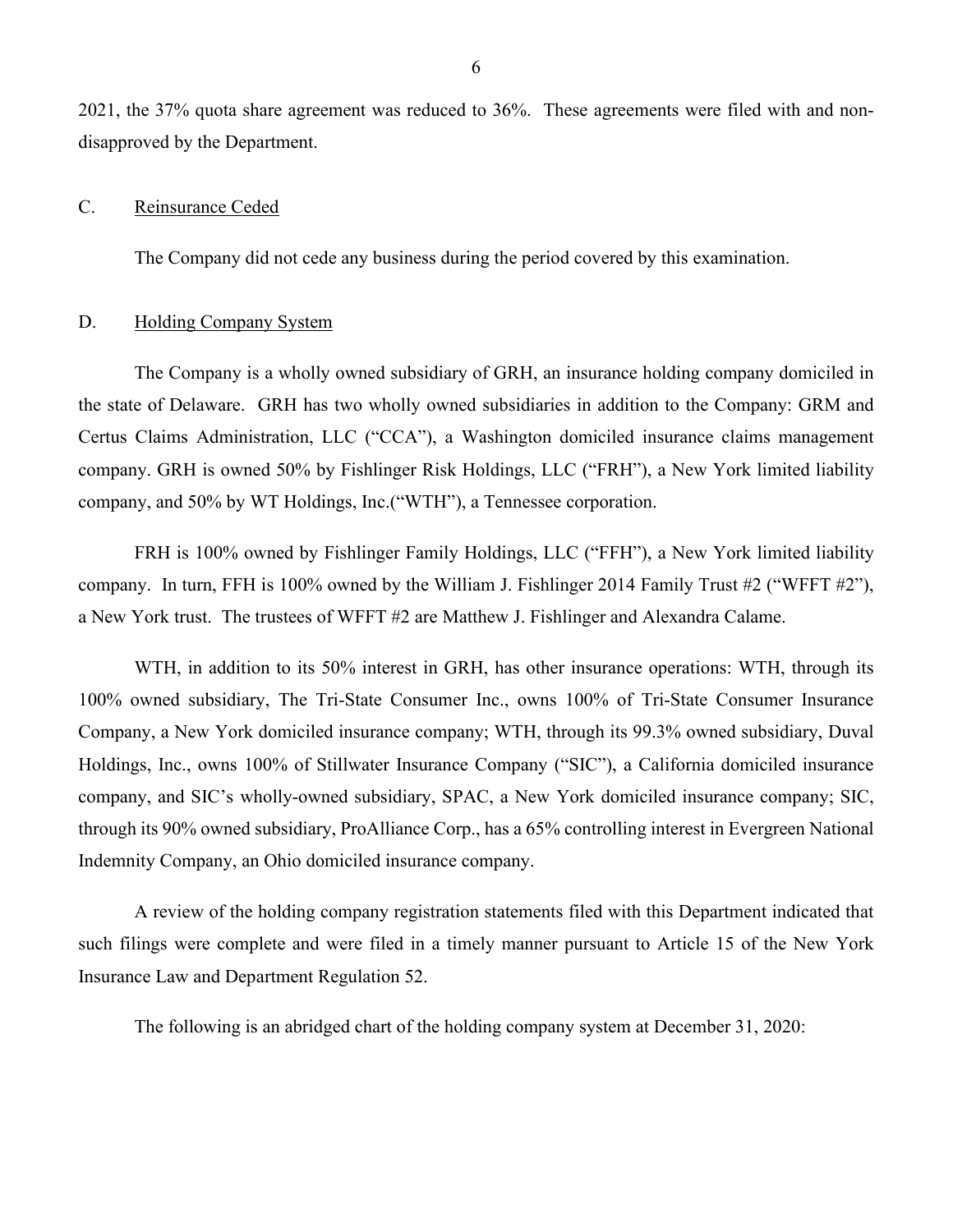2021, the 37% quota share agreement was reduced to 36%. These agreements were filed with and non-disapproved by the Department.

C. Reinsurance Ceded

The Company did not cede any business during the period covered by this examination.

D. Holding Company System

The Company is a wholly owned subsidiary of GRH, an insurance holding company domiciled in the state of Delaware. GRH has two wholly owned subsidiaries in addition to the Company: GRM and Certus Claims Administration, LLC ("CCA"), a Washington domiciled insurance claims management company. GRH is owned 50% by Fishlinger Risk Holdings, LLC ("FRH"), a New York limited liability company, and 50% by WT Holdings, Inc.("WTH"), a Tennessee corporation.

FRH is 100% owned by Fishlinger Family Holdings, LLC ("FFH"), a New York limited liability company. In turn, FFH is 100% owned by the William J. Fishlinger 2014 Family Trust #2 ("WFFT #2"), a New York trust. The trustees of WFFT #2 are Matthew J. Fishlinger and Alexandra Calame.

WTH, in addition to its 50% interest in GRH, has other insurance operations: WTH, through its 100% owned subsidiary, The Tri-State Consumer Inc., owns 100% of Tri-State Consumer Insurance Company, a New York domiciled insurance company; WTH, through its 99.3% owned subsidiary, Duval Holdings, Inc., owns 100% of Stillwater Insurance Company ("SIC"), a California domiciled insurance company, and SIC's wholly-owned subsidiary, SPAC, a New York domiciled insurance company; SIC, through its 90% owned subsidiary, ProAlliance Corp., has a 65% controlling interest in Evergreen National Indemnity Company, an Ohio domiciled insurance company.

A review of the holding company registration statements filed with this Department indicated that such filings were complete and were filed in a timely manner pursuant to Article 15 of the New York Insurance Law and Department Regulation 52.

The following is an abridged chart of the holding company system at December 31, 2020: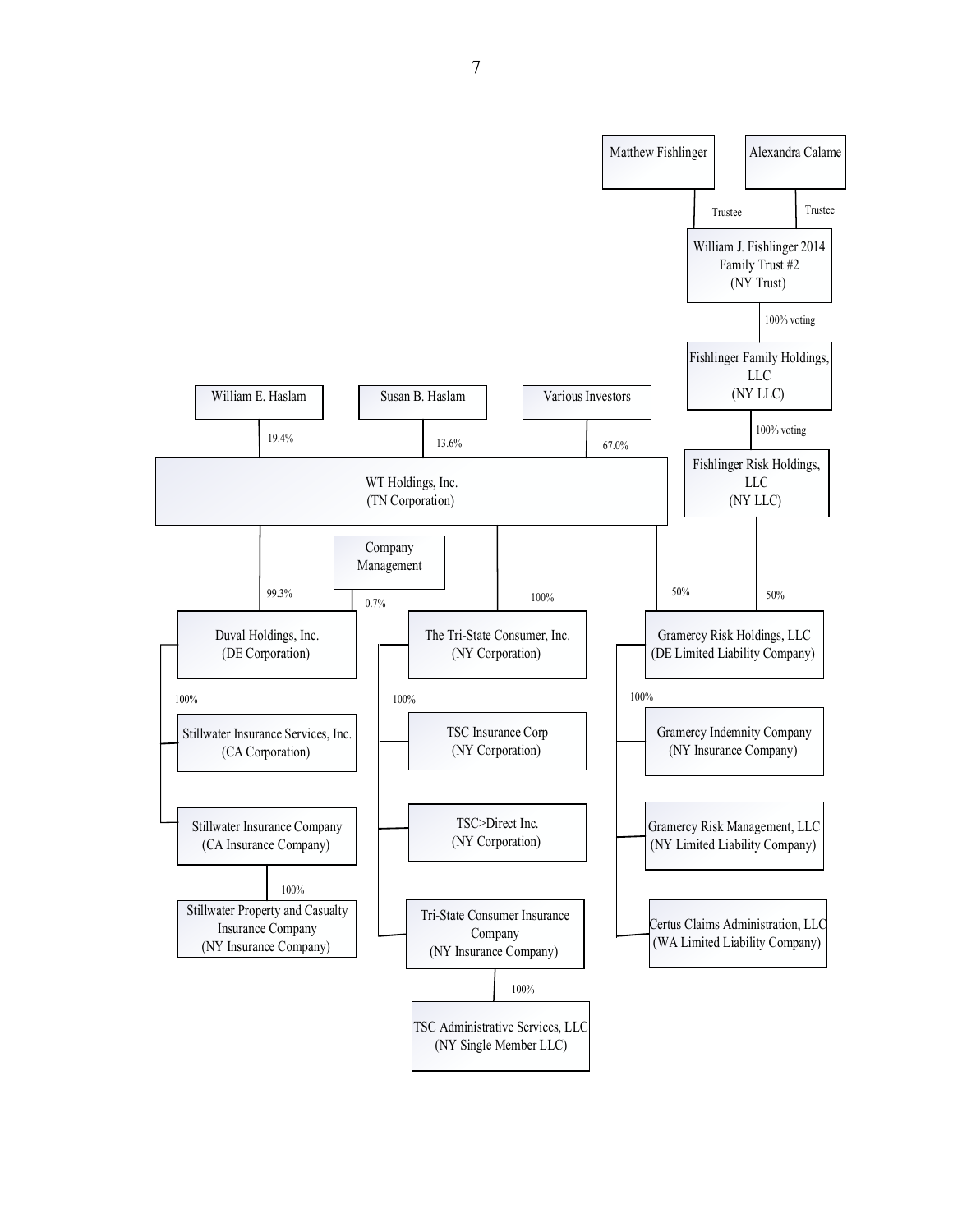Matthew Fishlinger — Trustee → William J. Fishlinger 2014 Family Trust #2 (NY Trust)

Alexandra Calame — Trustee → William J. Fishlinger 2014 Family Trust #2 (NY Trust)

William J. Fishlinger 2014 Family Trust #2 (NY Trust) — 100% voting → Fishlinger Family Holdings, LLC (NY LLC)

Fishlinger Family Holdings, LLC (NY LLC) — 100% voting → Fishlinger Risk Holdings, LLC (NY LLC)

William E. Haslam — 19.4% → WT Holdings, Inc. (TN Corporation)

Susan B. Haslam — 13.6% → WT Holdings, Inc. (TN Corporation)

Various Investors — 67.0% → WT Holdings, Inc. (TN Corporation)

WT Holdings, Inc. (TN Corporation)
- 99.3% → Duval Holdings, Inc. (DE Corporation)
- 100% → The Tri-State Consumer, Inc. (NY Corporation)
- 50% → Gramercy Risk Holdings, LLC (DE Limited Liability Company)

Company Management — 0.7% → Duval Holdings, Inc. (DE Corporation)

Fishlinger Risk Holdings, LLC (NY LLC) — 50% → Gramercy Risk Holdings, LLC (DE Limited Liability Company)

Duval Holdings, Inc. (DE Corporation) — 100%
- Stillwater Insurance Services, Inc. (CA Corporation)
- Stillwater Insurance Company (CA Insurance Company)
  - 100% → Stillwater Property and Casualty Insurance Company (NY Insurance Company)

The Tri-State Consumer, Inc. (NY Corporation) — 100%
- TSC Insurance Corp (NY Corporation)
- TSC>Direct Inc. (NY Corporation)
- Tri-State Consumer Insurance Company (NY Insurance Company)
  - 100% → TSC Administrative Services, LLC (NY Single Member LLC)

Gramercy Risk Holdings, LLC (DE Limited Liability Company) — 100%
- Gramercy Indemnity Company (NY Insurance Company)
- Gramercy Risk Management, LLC (NY Limited Liability Company)
- Certus Claims Administration, LLC (WA Limited Liability Company)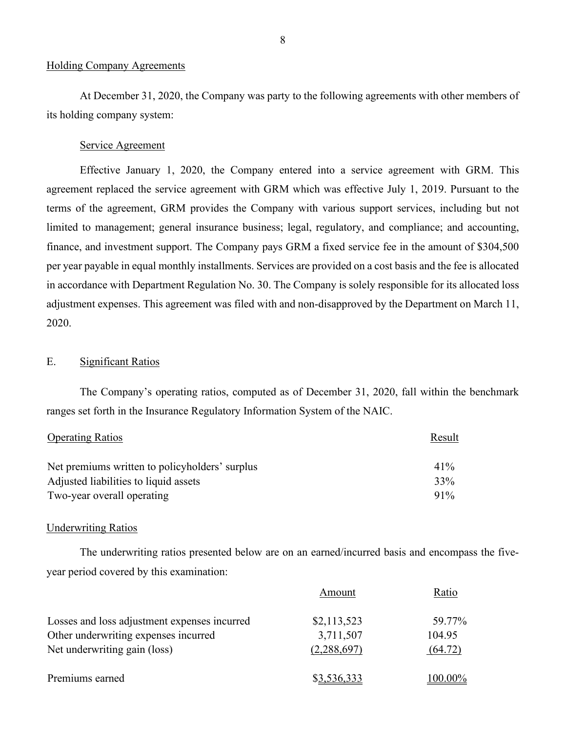## Holding Company Agreements

At December 31, 2020, the Company was party to the following agreements with other members of its holding company system:

### Service Agreement

Effective January 1, 2020, the Company entered into a service agreement with GRM. This agreement replaced the service agreement with GRM which was effective July 1, 2019. Pursuant to the terms of the agreement, GRM provides the Company with various support services, including but not limited to management; general insurance business; legal, regulatory, and compliance; and accounting, finance, and investment support. The Company pays GRM a fixed service fee in the amount of $304,500 per year payable in equal monthly installments. Services are provided on a cost basis and the fee is allocated in accordance with Department Regulation No. 30. The Company is solely responsible for its allocated loss adjustment expenses. This agreement was filed with and non-disapproved by the Department on March 11, 2020.

## E. Significant Ratios

The Company's operating ratios, computed as of December 31, 2020, fall within the benchmark ranges set forth in the Insurance Regulatory Information System of the NAIC.

| Operating Ratios | Result |
|---|---|
| Net premiums written to policyholders' surplus | 41% |
| Adjusted liabilities to liquid assets | 33% |
| Two-year overall operating | 91% |

### Underwriting Ratios

The underwriting ratios presented below are on an earned/incurred basis and encompass the five-year period covered by this examination:

| | Amount | Ratio |
|---|---|---|
| Losses and loss adjustment expenses incurred | $2,113,523 | 59.77% |
| Other underwriting expenses incurred | 3,711,507 | 104.95 |
| Net underwriting gain (loss) | (2,288,697) | (64.72) |
| Premiums earned | $3,536,333 | 100.00% |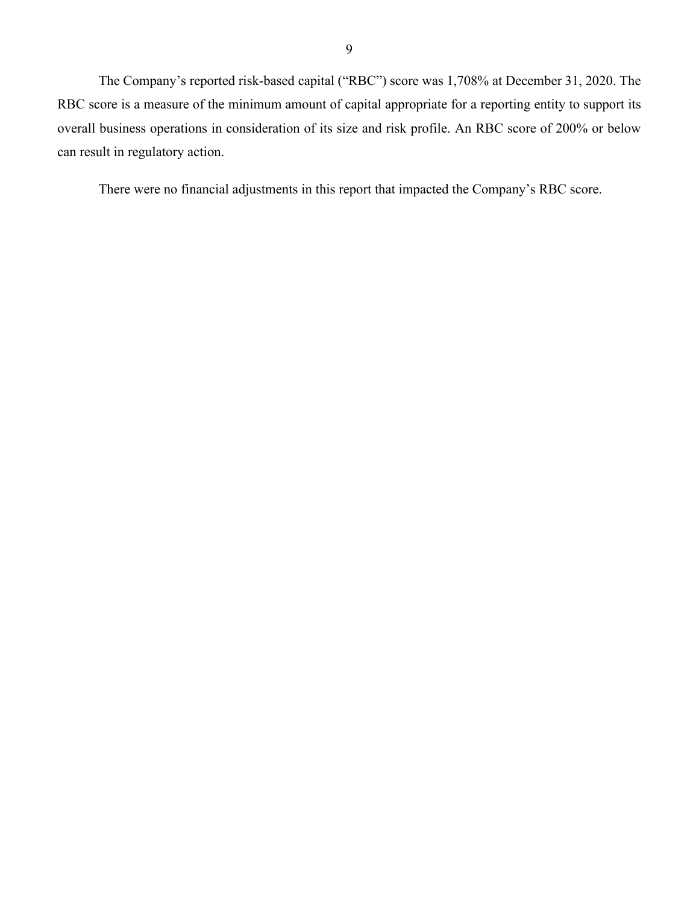The Company's reported risk-based capital ("RBC") score was 1,708% at December 31, 2020. The RBC score is a measure of the minimum amount of capital appropriate for a reporting entity to support its overall business operations in consideration of its size and risk profile. An RBC score of 200% or below can result in regulatory action.

There were no financial adjustments in this report that impacted the Company's RBC score.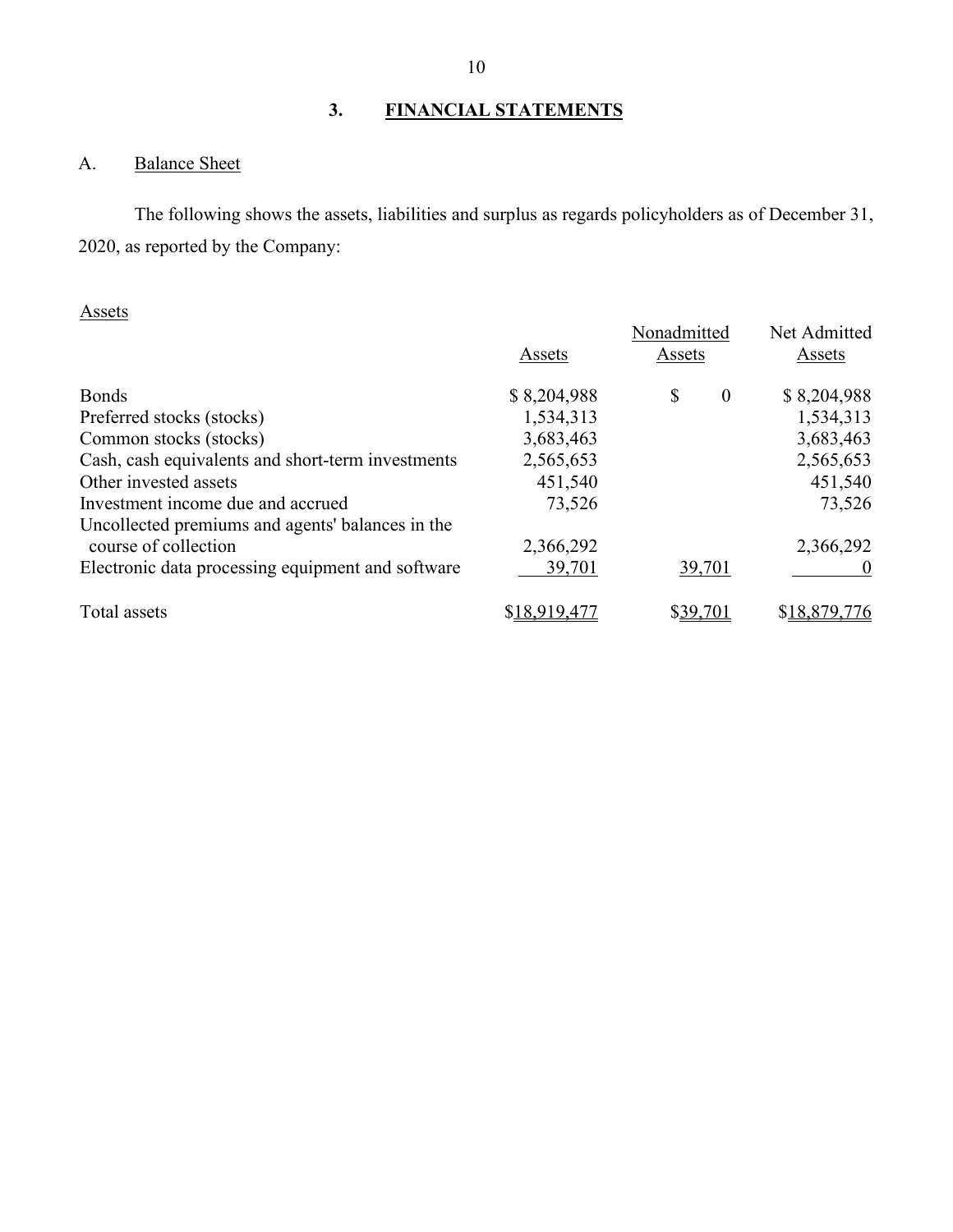## 3. FINANCIAL STATEMENTS

### A. Balance Sheet

The following shows the assets, liabilities and surplus as regards policyholders as of December 31, 2020, as reported by the Company:

Assets

| | Assets | Nonadmitted Assets | Net Admitted Assets |
|---|---|---|---|
| Bonds | $ 8,204,988 | $ 0 | $ 8,204,988 |
| Preferred stocks (stocks) | 1,534,313 | | 1,534,313 |
| Common stocks (stocks) | 3,683,463 | | 3,683,463 |
| Cash, cash equivalents and short-term investments | 2,565,653 | | 2,565,653 |
| Other invested assets | 451,540 | | 451,540 |
| Investment income due and accrued | 73,526 | | 73,526 |
| Uncollected premiums and agents' balances in the course of collection | 2,366,292 | | 2,366,292 |
| Electronic data processing equipment and software | 39,701 | 39,701 | 0 |
| Total assets | $18,919,477 | $39,701 | $18,879,776 |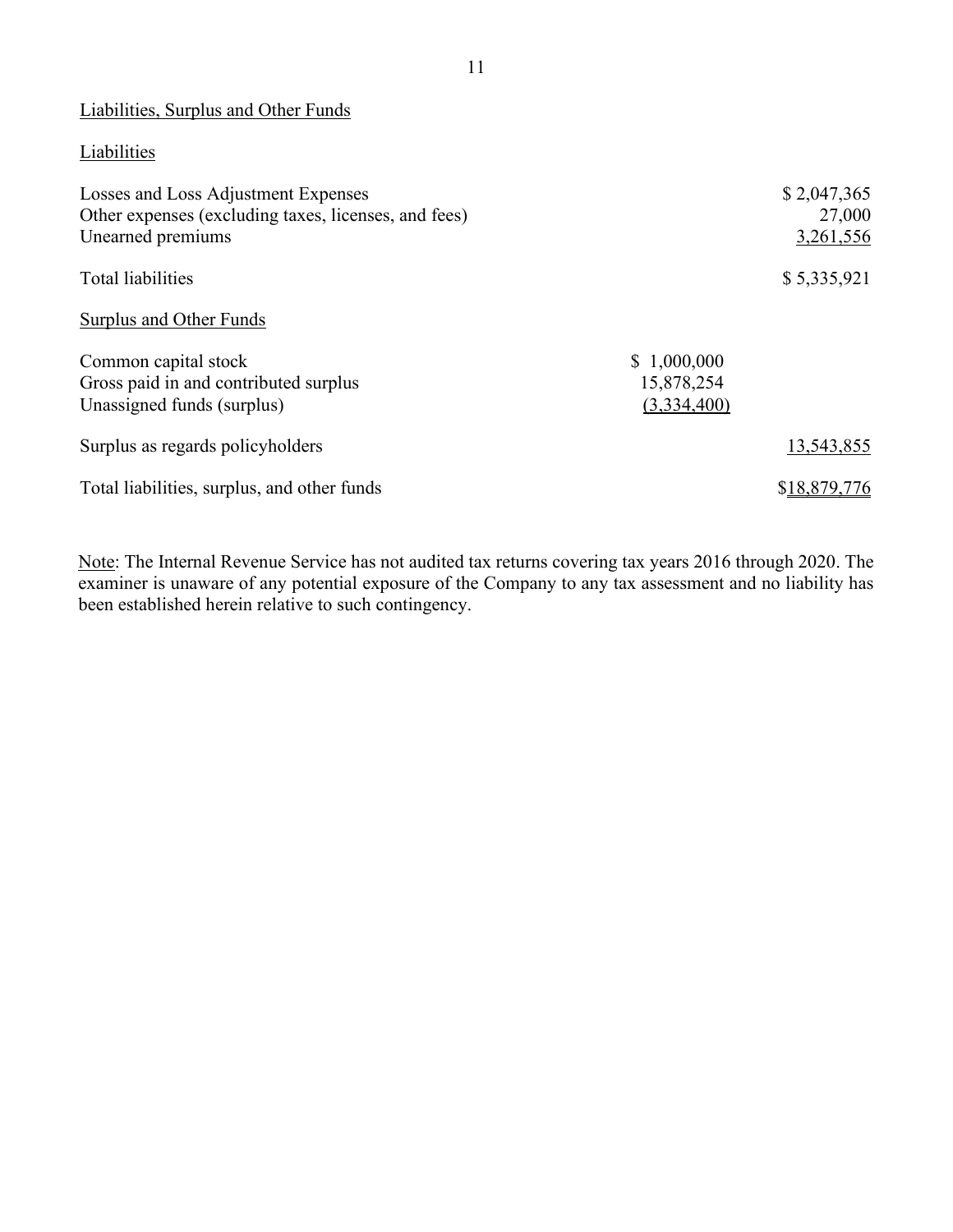## Liabilities, Surplus and Other Funds

### Liabilities

| | | |
|---|---|---|
| Losses and Loss Adjustment Expenses | | $ 2,047,365 |
| Other expenses (excluding taxes, licenses, and fees) | | 27,000 |
| Unearned premiums | | 3,261,556 |
| Total liabilities | | $ 5,335,921 |

### Surplus and Other Funds

| | | |
|---|---|---|
| Common capital stock | $ 1,000,000 | |
| Gross paid in and contributed surplus | 15,878,254 | |
| Unassigned funds (surplus) | (3,334,400) | |
| Surplus as regards policyholders | | 13,543,855 |
| Total liabilities, surplus, and other funds | | $18,879,776 |

Note: The Internal Revenue Service has not audited tax returns covering tax years 2016 through 2020. The examiner is unaware of any potential exposure of the Company to any tax assessment and no liability has been established herein relative to such contingency.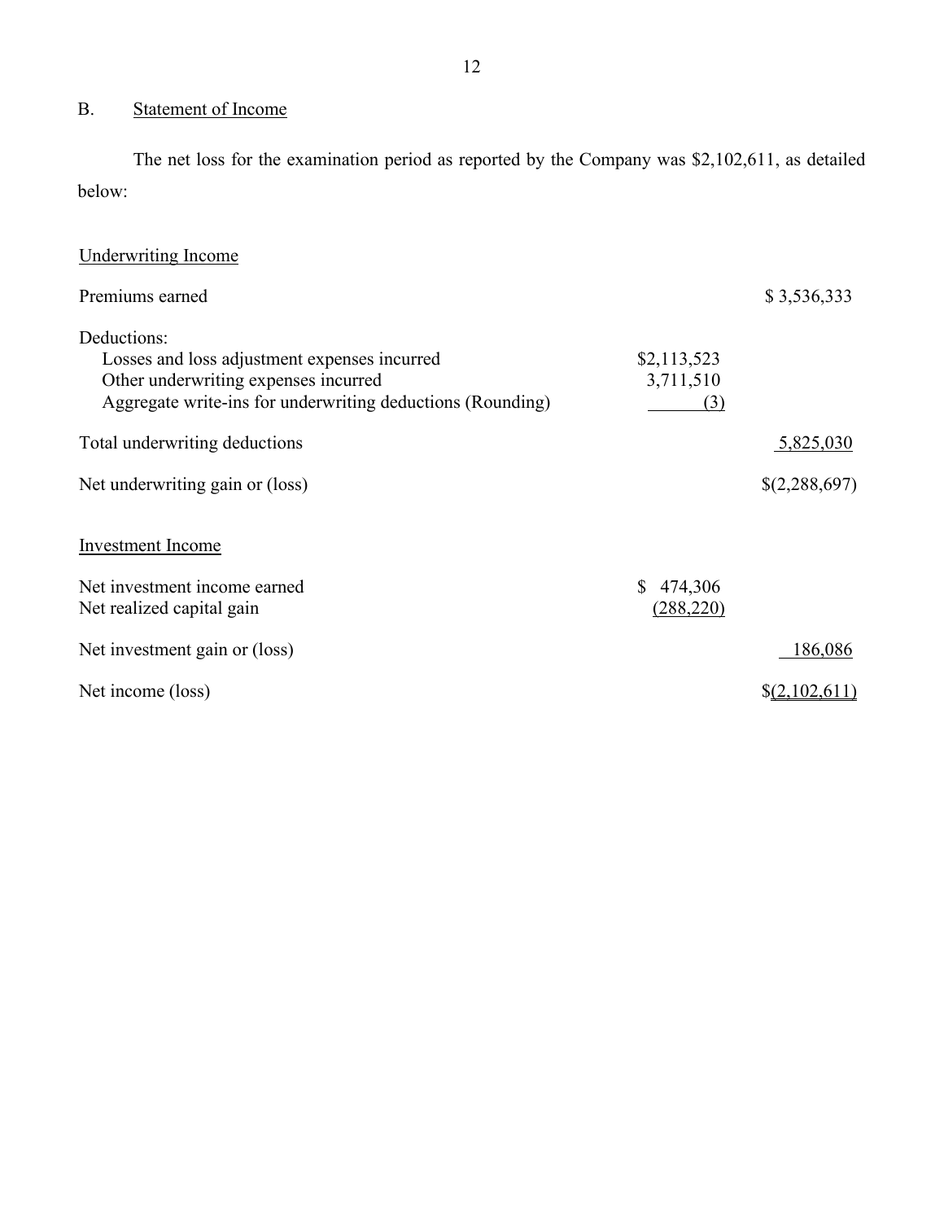## B. Statement of Income

The net loss for the examination period as reported by the Company was $2,102,611, as detailed below:

| | | |
|---|---|---|
| Underwriting Income | | |
| Premiums earned | | $ 3,536,333 |
| Deductions: | | |
| Losses and loss adjustment expenses incurred | $2,113,523 | |
| Other underwriting expenses incurred | 3,711,510 | |
| Aggregate write-ins for underwriting deductions (Rounding) | (3) | |
| Total underwriting deductions | | 5,825,030 |
| Net underwriting gain or (loss) | | $(2,288,697) |
| Investment Income | | |
| Net investment income earned | $ 474,306 | |
| Net realized capital gain | (288,220) | |
| Net investment gain or (loss) | | 186,086 |
| Net income (loss) | | $(2,102,611) |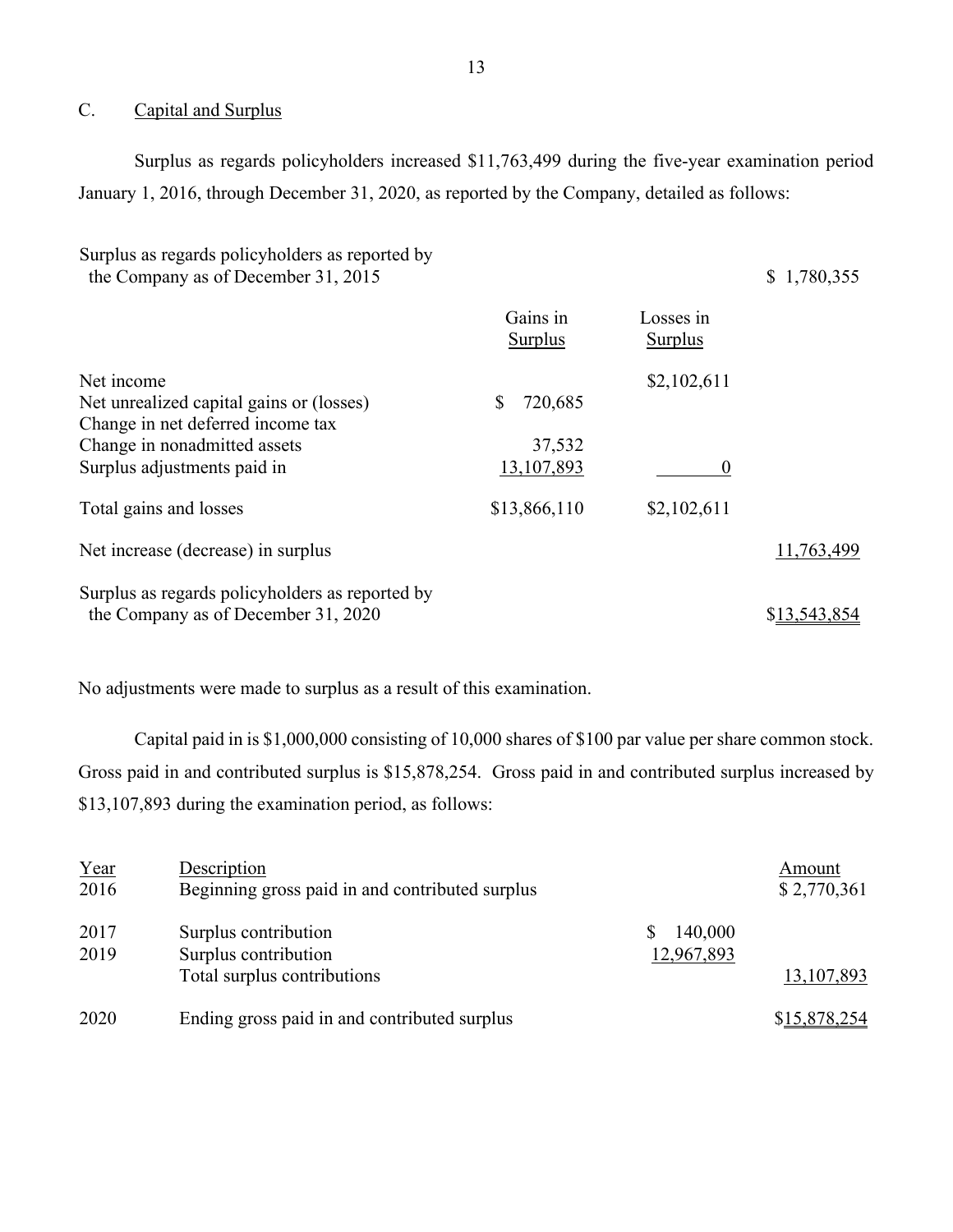## C. Capital and Surplus

Surplus as regards policyholders increased $11,763,499 during the five-year examination period January 1, 2016, through December 31, 2020, as reported by the Company, detailed as follows:

| | Gains in Surplus | Losses in Surplus | |
|---|---|---|---|
| Surplus as regards policyholders as reported by the Company as of December 31, 2015 | | | $ 1,780,355 |
| Net income | | $2,102,611 | |
| Net unrealized capital gains or (losses) | $ 720,685 | | |
| Change in net deferred income tax | | | |
| Change in nonadmitted assets | 37,532 | | |
| Surplus adjustments paid in | 13,107,893 | 0 | |
| Total gains and losses | $13,866,110 | $2,102,611 | |
| Net increase (decrease) in surplus | | | 11,763,499 |
| Surplus as regards policyholders as reported by the Company as of December 31, 2020 | | | $13,543,854 |

No adjustments were made to surplus as a result of this examination.

Capital paid in is $1,000,000 consisting of 10,000 shares of $100 par value per share common stock. Gross paid in and contributed surplus is $15,878,254. Gross paid in and contributed surplus increased by $13,107,893 during the examination period, as follows:

| Year | Description | | Amount |
|---|---|---|---|
| 2016 | Beginning gross paid in and contributed surplus | | $ 2,770,361 |
| 2017 | Surplus contribution | $ 140,000 | |
| 2019 | Surplus contribution | 12,967,893 | |
| | Total surplus contributions | | 13,107,893 |
| 2020 | Ending gross paid in and contributed surplus | | $15,878,254 |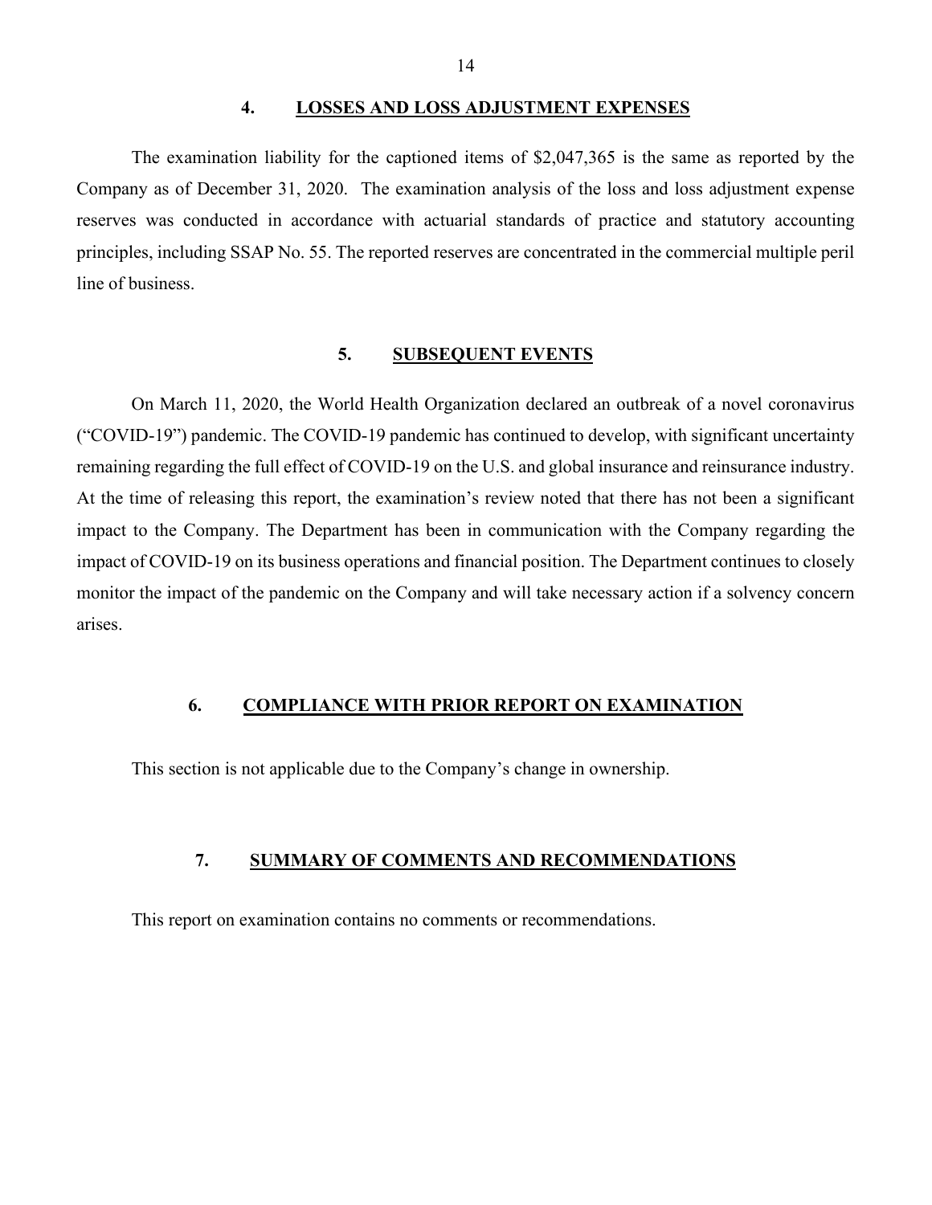## 4. LOSSES AND LOSS ADJUSTMENT EXPENSES

The examination liability for the captioned items of $2,047,365 is the same as reported by the Company as of December 31, 2020. The examination analysis of the loss and loss adjustment expense reserves was conducted in accordance with actuarial standards of practice and statutory accounting principles, including SSAP No. 55. The reported reserves are concentrated in the commercial multiple peril line of business.

## 5. SUBSEQUENT EVENTS

On March 11, 2020, the World Health Organization declared an outbreak of a novel coronavirus ("COVID-19") pandemic. The COVID-19 pandemic has continued to develop, with significant uncertainty remaining regarding the full effect of COVID-19 on the U.S. and global insurance and reinsurance industry. At the time of releasing this report, the examination's review noted that there has not been a significant impact to the Company. The Department has been in communication with the Company regarding the impact of COVID-19 on its business operations and financial position. The Department continues to closely monitor the impact of the pandemic on the Company and will take necessary action if a solvency concern arises.

## 6. COMPLIANCE WITH PRIOR REPORT ON EXAMINATION

This section is not applicable due to the Company's change in ownership.

## 7. SUMMARY OF COMMENTS AND RECOMMENDATIONS

This report on examination contains no comments or recommendations.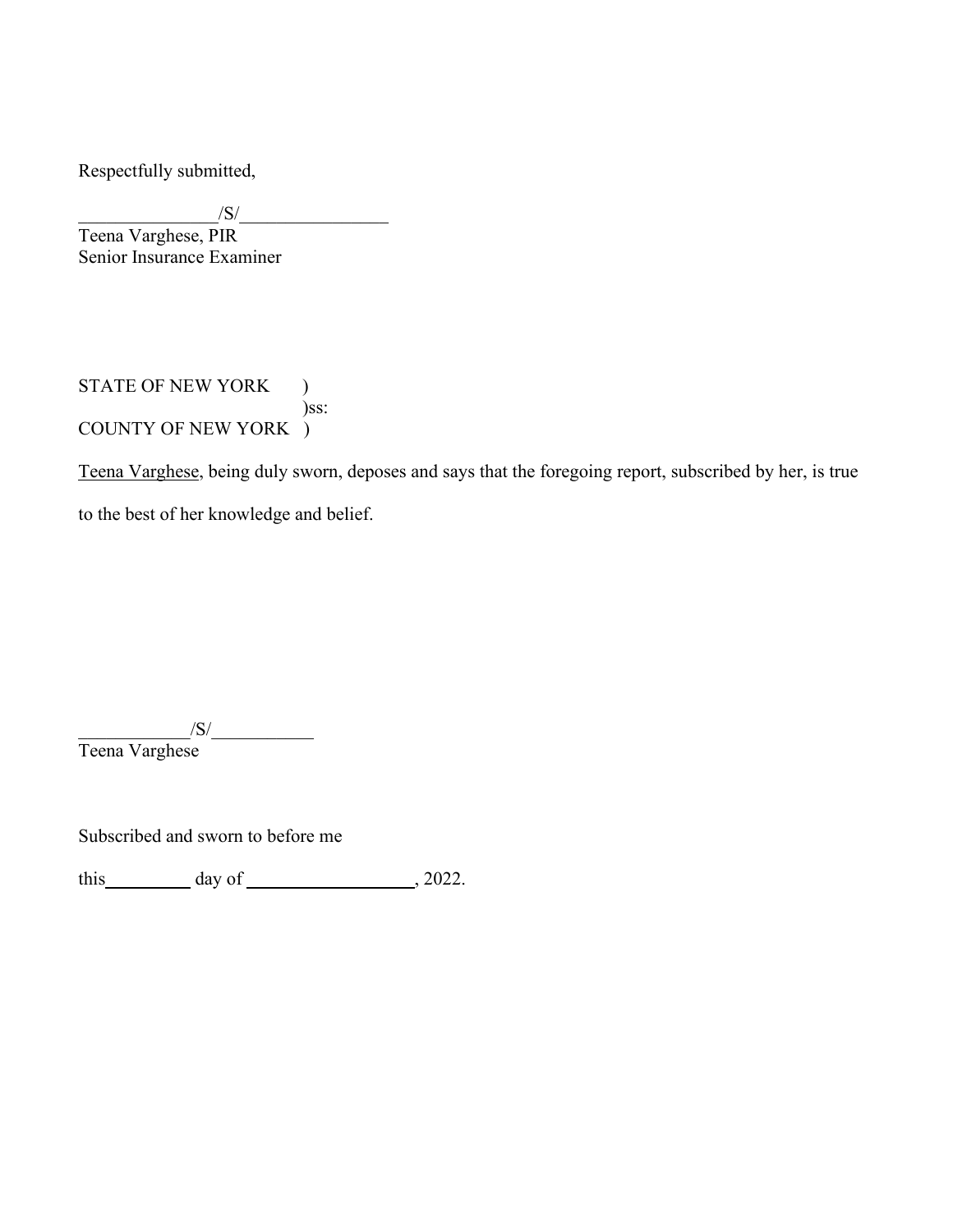Respectfully submitted,

_______________/S/________________
Teena Varghese, PIR
Senior Insurance Examiner

STATE OF NEW YORK )
)ss:
COUNTY OF NEW YORK )

Teena Varghese, being duly sworn, deposes and says that the foregoing report, subscribed by her, is true to the best of her knowledge and belief.

____________/S/___________
Teena Varghese

Subscribed and sworn to before me

this_________ day of __________________, 2022.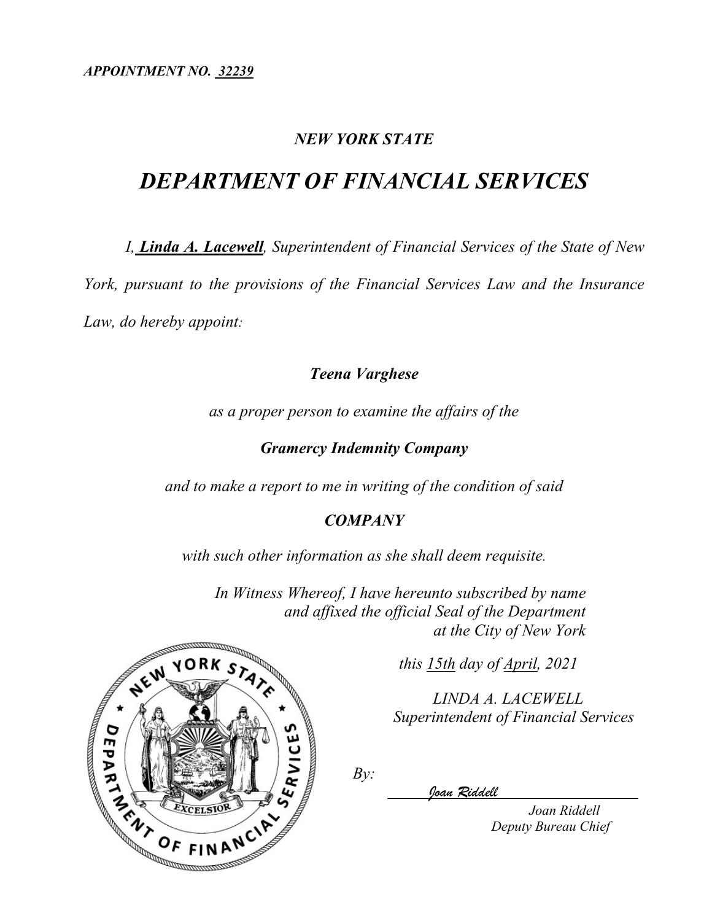***APPOINTMENT NO. 32239***

## *NEW YORK STATE*

# *DEPARTMENT OF FINANCIAL SERVICES*

*I, **Linda A. Lacewell**, Superintendent of Financial Services of the State of New York, pursuant to the provisions of the Financial Services Law and the Insurance Law, do hereby appoint:*

***Teena Varghese***

*as a proper person to examine the affairs of the*

***Gramercy Indemnity Company***

*and to make a report to me in writing of the condition of said*

***COMPANY***

*with such other information as she shall deem requisite.*

*In Witness Whereof, I have hereunto subscribed by name and affixed the official Seal of the Department at the City of New York*

*this 15th day of April, 2021*

*LINDA A. LACEWELL*
*Superintendent of Financial Services*

*By:*

*Joan Riddell*

*Joan Riddell*
*Deputy Bureau Chief*